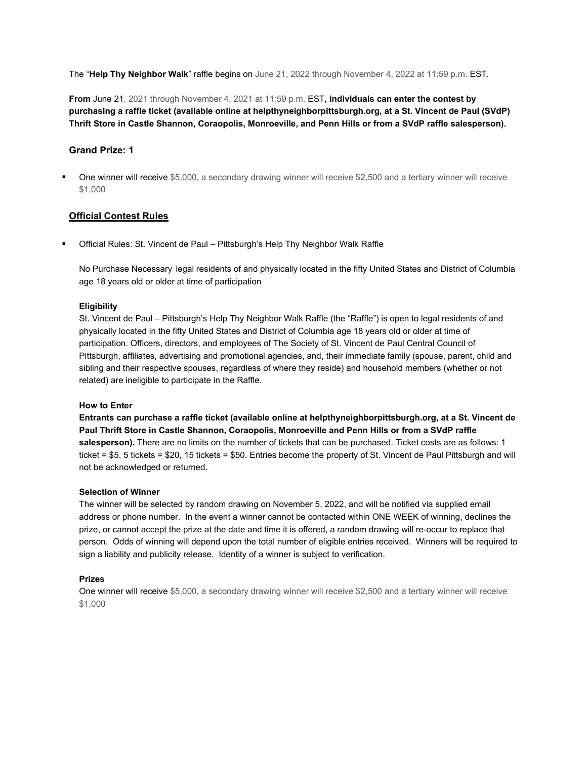The "**Help Thy Neighbor Walk**" raffle begins on June 21, 2022 through November 4, 2022 at 11:59 p.m. EST.

**From** June 21, 2021 through November 4, 2021 at 11:59 p.m. EST**, individuals can enter the contest by purchasing a raffle ticket (available online at helpthyneighborpittsburgh.org, at a St. Vincent de Paul (SVdP) Thrift Store in Castle Shannon, Coraopolis, Monroeville, and Penn Hills or from a SVdP raffle salesperson).**

### Grand Prize: 1

- One winner will receive $5,000, a secondary drawing winner will receive $2,500 and a tertiary winner will receive $1,000

### <u>Official Contest Rules</u>

- Official Rules: St. Vincent de Paul – Pittsburgh's Help Thy Neighbor Walk Raffle

  No Purchase Necessary legal residents of and physically located in the fifty United States and District of Columbia age 18 years old or older at time of participation

  **Eligibility**
  St. Vincent de Paul – Pittsburgh's Help Thy Neighbor Walk Raffle (the "Raffle") is open to legal residents of and physically located in the fifty United States and District of Columbia age 18 years old or older at time of participation. Officers, directors, and employees of The Society of St. Vincent de Paul Central Council of Pittsburgh, affiliates, advertising and promotional agencies, and, their immediate family (spouse, parent, child and sibling and their respective spouses, regardless of where they reside) and household members (whether or not related) are ineligible to participate in the Raffle.

  **How to Enter**
  **Entrants can purchase a raffle ticket (available online at helpthyneighborpittsburgh.org, at a St. Vincent de Paul Thrift Store in Castle Shannon, Coraopolis, Monroeville and Penn Hills or from a SVdP raffle salesperson).** There are no limits on the number of tickets that can be purchased. Ticket costs are as follows: 1 ticket = $5, 5 tickets = $20, 15 tickets = $50. Entries become the property of St. Vincent de Paul Pittsburgh and will not be acknowledged or returned.

  **Selection of Winner**
  The winner will be selected by random drawing on November 5, 2022, and will be notified via supplied email address or phone number. In the event a winner cannot be contacted within ONE WEEK of winning, declines the prize, or cannot accept the prize at the date and time it is offered, a random drawing will re-occur to replace that person. Odds of winning will depend upon the total number of eligible entries received. Winners will be required to sign a liability and publicity release. Identity of a winner is subject to verification.

  **Prizes**
  One winner will receive $5,000, a secondary drawing winner will receive $2,500 and a tertiary winner will receive $1,000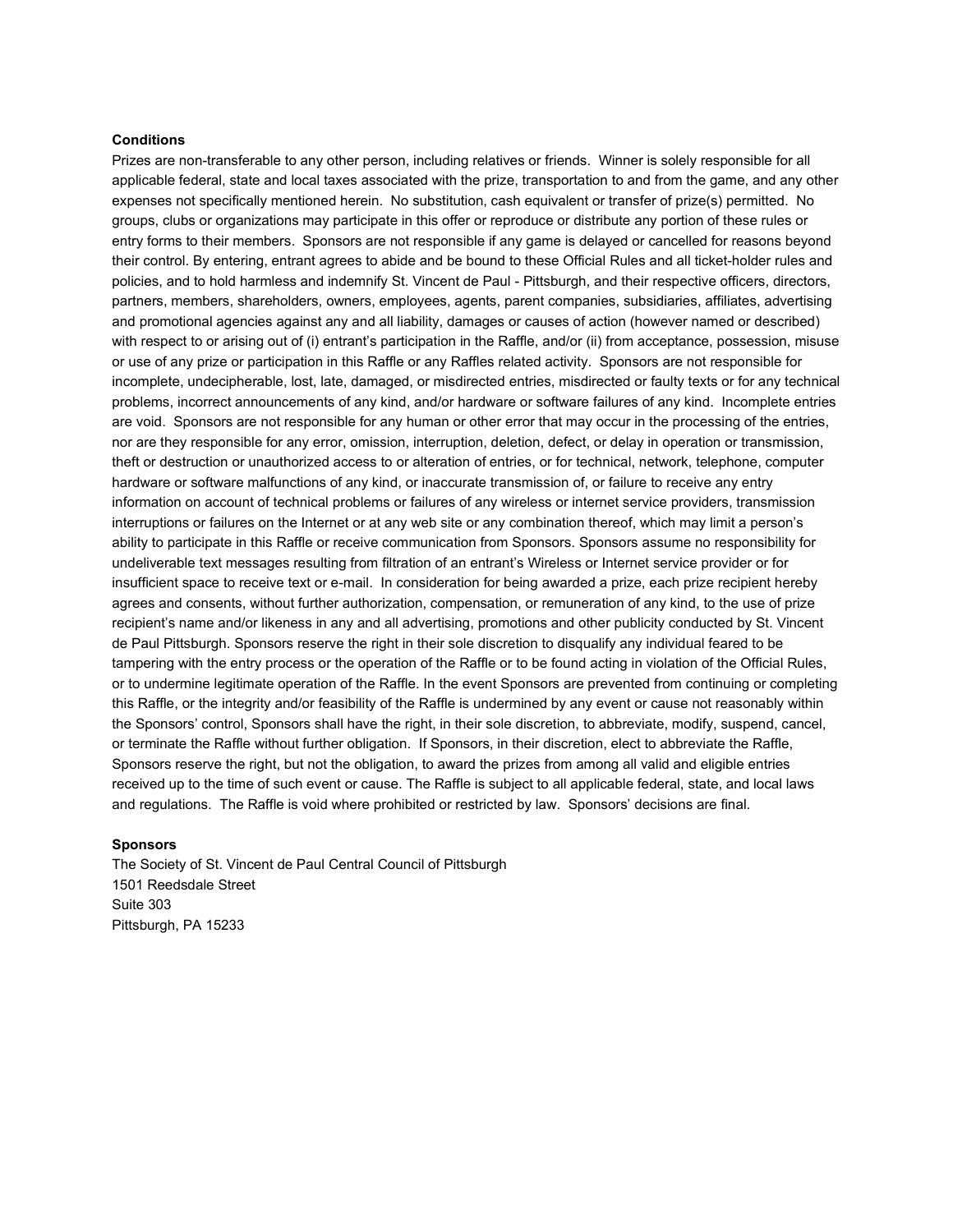**Conditions**

Prizes are non-transferable to any other person, including relatives or friends. Winner is solely responsible for all applicable federal, state and local taxes associated with the prize, transportation to and from the game, and any other expenses not specifically mentioned herein. No substitution, cash equivalent or transfer of prize(s) permitted. No groups, clubs or organizations may participate in this offer or reproduce or distribute any portion of these rules or entry forms to their members. Sponsors are not responsible if any game is delayed or cancelled for reasons beyond their control. By entering, entrant agrees to abide and be bound to these Official Rules and all ticket-holder rules and policies, and to hold harmless and indemnify St. Vincent de Paul - Pittsburgh, and their respective officers, directors, partners, members, shareholders, owners, employees, agents, parent companies, subsidiaries, affiliates, advertising and promotional agencies against any and all liability, damages or causes of action (however named or described) with respect to or arising out of (i) entrant's participation in the Raffle, and/or (ii) from acceptance, possession, misuse or use of any prize or participation in this Raffle or any Raffles related activity. Sponsors are not responsible for incomplete, undecipherable, lost, late, damaged, or misdirected entries, misdirected or faulty texts or for any technical problems, incorrect announcements of any kind, and/or hardware or software failures of any kind. Incomplete entries are void. Sponsors are not responsible for any human or other error that may occur in the processing of the entries, nor are they responsible for any error, omission, interruption, deletion, defect, or delay in operation or transmission, theft or destruction or unauthorized access to or alteration of entries, or for technical, network, telephone, computer hardware or software malfunctions of any kind, or inaccurate transmission of, or failure to receive any entry information on account of technical problems or failures of any wireless or internet service providers, transmission interruptions or failures on the Internet or at any web site or any combination thereof, which may limit a person's ability to participate in this Raffle or receive communication from Sponsors. Sponsors assume no responsibility for undeliverable text messages resulting from filtration of an entrant's Wireless or Internet service provider or for insufficient space to receive text or e-mail. In consideration for being awarded a prize, each prize recipient hereby agrees and consents, without further authorization, compensation, or remuneration of any kind, to the use of prize recipient's name and/or likeness in any and all advertising, promotions and other publicity conducted by St. Vincent de Paul Pittsburgh. Sponsors reserve the right in their sole discretion to disqualify any individual feared to be tampering with the entry process or the operation of the Raffle or to be found acting in violation of the Official Rules, or to undermine legitimate operation of the Raffle. In the event Sponsors are prevented from continuing or completing this Raffle, or the integrity and/or feasibility of the Raffle is undermined by any event or cause not reasonably within the Sponsors' control, Sponsors shall have the right, in their sole discretion, to abbreviate, modify, suspend, cancel, or terminate the Raffle without further obligation. If Sponsors, in their discretion, elect to abbreviate the Raffle, Sponsors reserve the right, but not the obligation, to award the prizes from among all valid and eligible entries received up to the time of such event or cause. The Raffle is subject to all applicable federal, state, and local laws and regulations. The Raffle is void where prohibited or restricted by law. Sponsors' decisions are final.

**Sponsors**

The Society of St. Vincent de Paul Central Council of Pittsburgh
1501 Reedsdale Street
Suite 303
Pittsburgh, PA 15233